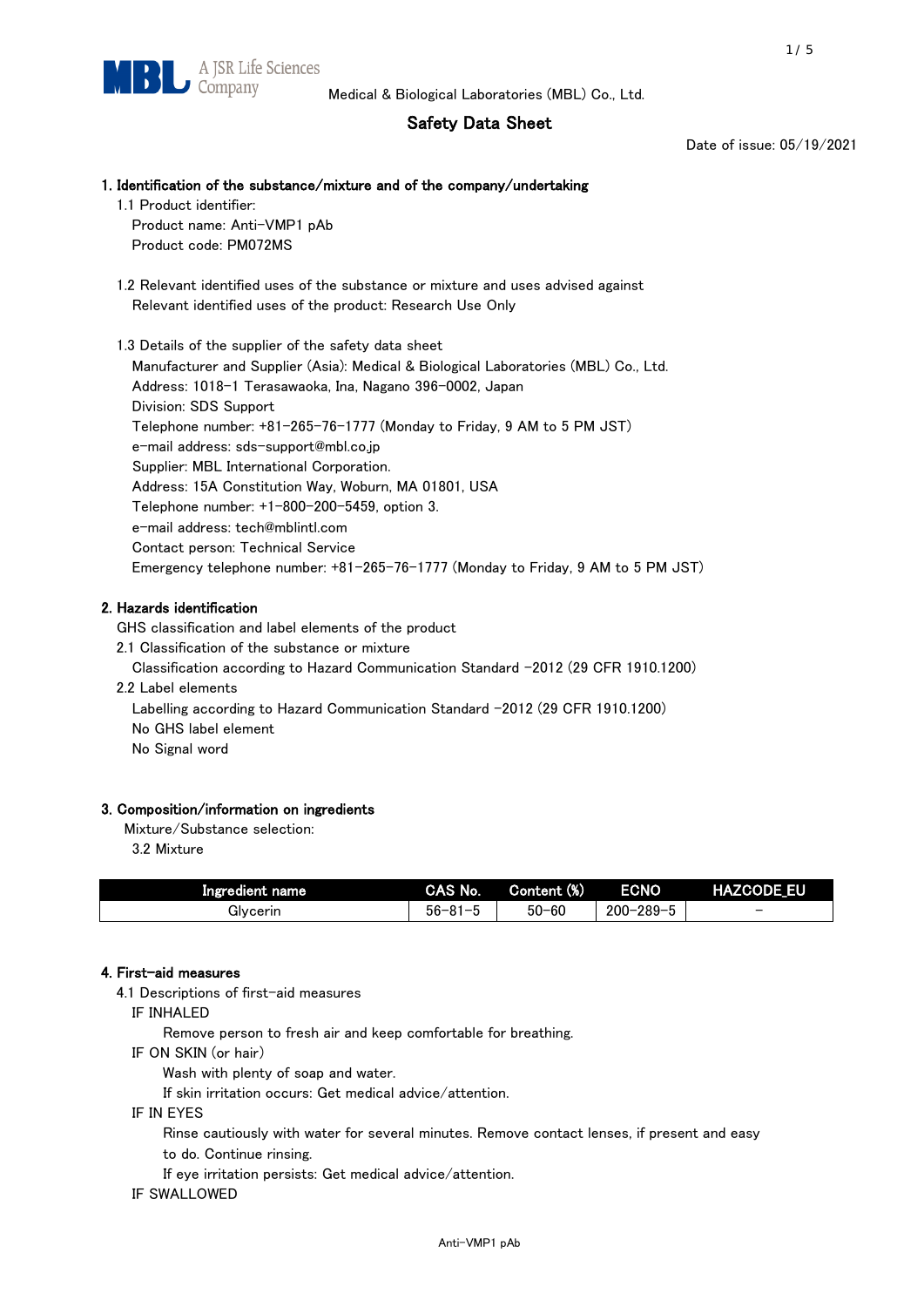Medical & Biological Laboratories (MBL) Co., Ltd.

# Safety Data Sheet

Date of issue: 05/19/2021

## 1. Identification of the substance/mixture and of the company/undertaking

1.1 Product identifier:

Product name: Anti-VMP1 pAb

Product code: PM072MS

1.2 Relevant identified uses of the substance or mixture and uses advised against

Relevant identified uses of the product: Research Use Only

1.3 Details of the supplier of the safety data sheet

Manufacturer and Supplier (Asia): Medical & Biological Laboratories (MBL) Co., Ltd.

Address: 1018-1 Terasawaoka, Ina, Nagano 396-0002, Japan

Division: SDS Support

Telephone number: +81-265-76-1777 (Monday to Friday, 9 AM to 5 PM JST)

e-mail address: sds-support@mbl.co.jp

Supplier: MBL International Corporation.

Address: 15A Constitution Way, Woburn, MA 01801, USA

Telephone number: +1-800-200-5459, option 3.

e-mail address: tech@mblintl.com

Contact person: Technical Service

Emergency telephone number: +81-265-76-1777 (Monday to Friday, 9 AM to 5 PM JST)

## 2. Hazards identification

GHS classification and label elements of the product

2.1 Classification of the substance or mixture

Classification according to Hazard Communication Standard -2012 (29 CFR 1910.1200)

2.2 Label elements

Labelling according to Hazard Communication Standard -2012 (29 CFR 1910.1200)

No GHS label element

No Signal word

## 3. Composition/information on ingredients

Mixture/Substance selection:

3.2 Mixture

| Ingredient name | CAS No. | Content (%) | ECNO | HAZCODE_EU |
|---|---|---|---|---|
| Glycerin | 56-81-5 | 50-60 | 200-289-5 | - |

## 4. First-aid measures

4.1 Descriptions of first-aid measures

IF INHALED

Remove person to fresh air and keep comfortable for breathing.

IF ON SKIN (or hair)

Wash with plenty of soap and water.

If skin irritation occurs: Get medical advice/attention.

IF IN EYES

Rinse cautiously with water for several minutes. Remove contact lenses, if present and easy to do. Continue rinsing.

If eye irritation persists: Get medical advice/attention.

IF SWALLOWED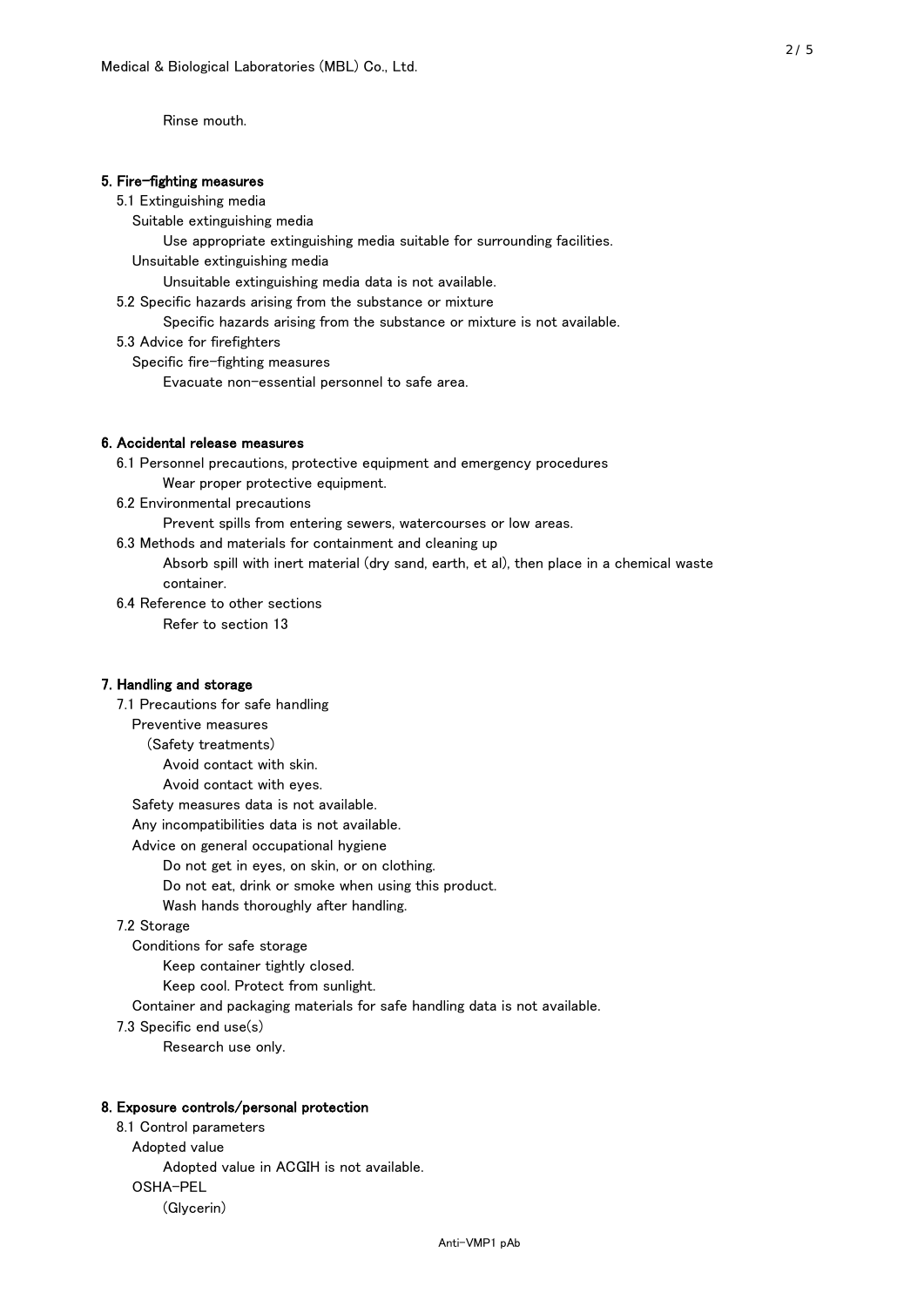Rinse mouth.

## 5. Fire-fighting measures

5.1 Extinguishing media

Suitable extinguishing media

Use appropriate extinguishing media suitable for surrounding facilities.

Unsuitable extinguishing media

Unsuitable extinguishing media data is not available.

5.2 Specific hazards arising from the substance or mixture

Specific hazards arising from the substance or mixture is not available.

5.3 Advice for firefighters

Specific fire-fighting measures

Evacuate non-essential personnel to safe area.

## 6. Accidental release measures

6.1 Personnel precautions, protective equipment and emergency procedures

Wear proper protective equipment.

6.2 Environmental precautions

Prevent spills from entering sewers, watercourses or low areas.

6.3 Methods and materials for containment and cleaning up

Absorb spill with inert material (dry sand, earth, et al), then place in a chemical waste container.

6.4 Reference to other sections

Refer to section 13

## 7. Handling and storage

7.1 Precautions for safe handling

Preventive measures

(Safety treatments)

Avoid contact with skin.

Avoid contact with eyes.

Safety measures data is not available.

Any incompatibilities data is not available.

Advice on general occupational hygiene

Do not get in eyes, on skin, or on clothing.

Do not eat, drink or smoke when using this product.

Wash hands thoroughly after handling.

7.2 Storage

Conditions for safe storage

Keep container tightly closed.

Keep cool. Protect from sunlight.

Container and packaging materials for safe handling data is not available.

7.3 Specific end use(s)

Research use only.

## 8. Exposure controls/personal protection

8.1 Control parameters

Adopted value

Adopted value in ACGIH is not available.

OSHA-PEL

(Glycerin)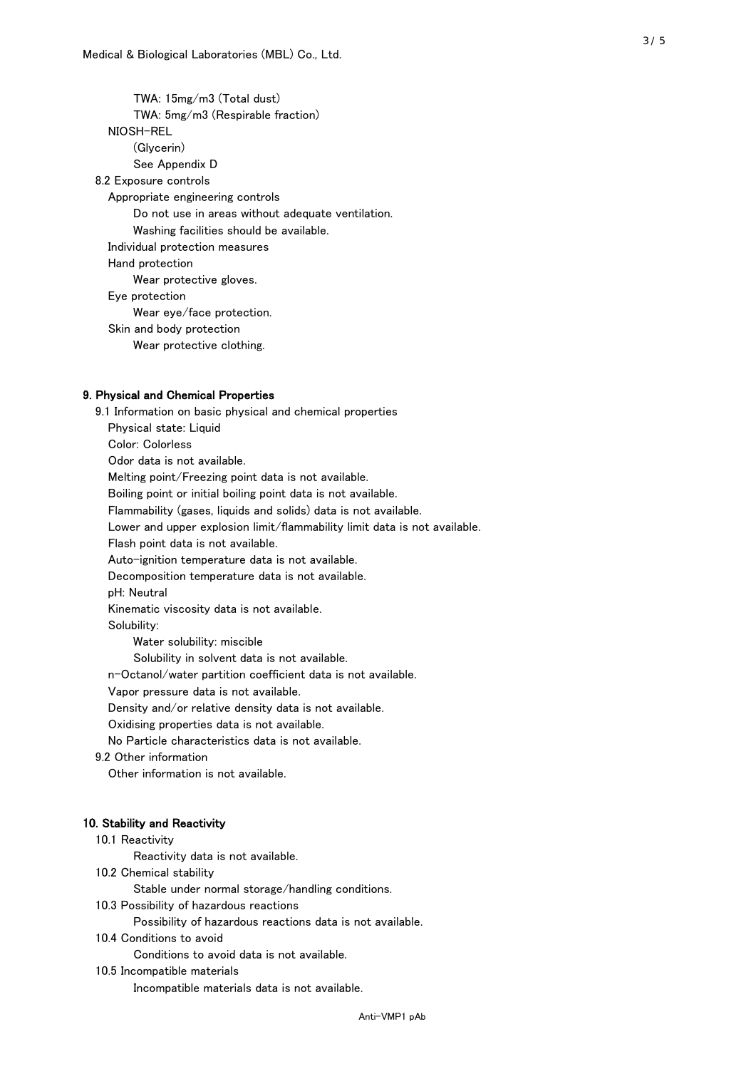TWA: 15mg/m3 (Total dust)

TWA: 5mg/m3 (Respirable fraction)

NIOSH-REL

(Glycerin)

See Appendix D

8.2 Exposure controls

Appropriate engineering controls

Do not use in areas without adequate ventilation.

Washing facilities should be available.

Individual protection measures

Hand protection

Wear protective gloves.

Eye protection

Wear eye/face protection.

Skin and body protection

Wear protective clothing.

## 9. Physical and Chemical Properties

9.1 Information on basic physical and chemical properties

Physical state: Liquid

Color: Colorless

Odor data is not available.

Melting point/Freezing point data is not available.

Boiling point or initial boiling point data is not available.

Flammability (gases, liquids and solids) data is not available.

Lower and upper explosion limit/flammability limit data is not available.

Flash point data is not available.

Auto-ignition temperature data is not available.

Decomposition temperature data is not available.

pH: Neutral

Kinematic viscosity data is not available.

Solubility:

Water solubility: miscible

Solubility in solvent data is not available.

n-Octanol/water partition coefficient data is not available.

Vapor pressure data is not available.

Density and/or relative density data is not available.

Oxidising properties data is not available.

No Particle characteristics data is not available.

9.2 Other information

Other information is not available.

## 10. Stability and Reactivity

10.1 Reactivity

Reactivity data is not available.

10.2 Chemical stability

Stable under normal storage/handling conditions.

10.3 Possibility of hazardous reactions

Possibility of hazardous reactions data is not available.

10.4 Conditions to avoid

Conditions to avoid data is not available.

10.5 Incompatible materials

Incompatible materials data is not available.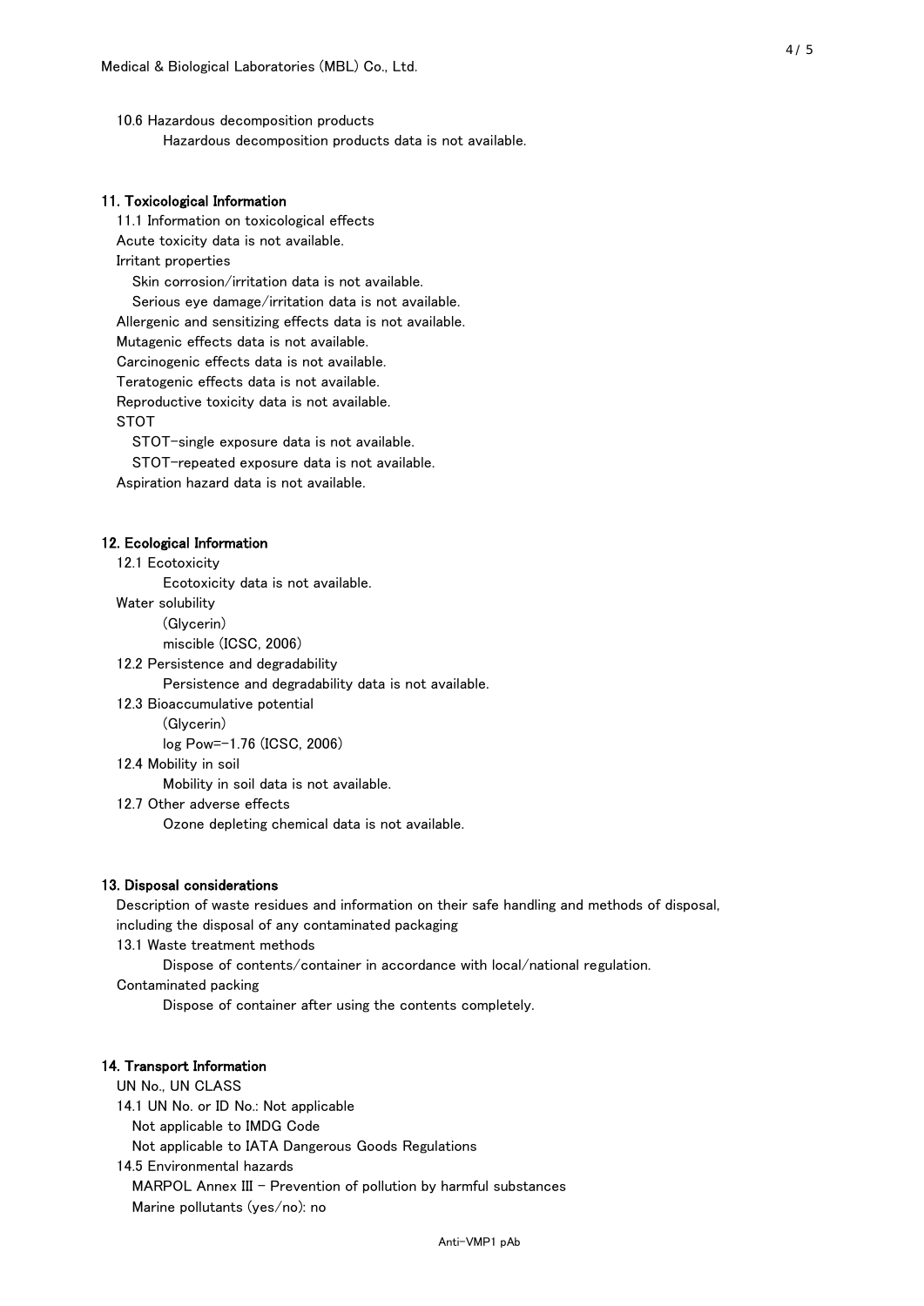10.6 Hazardous decomposition products

Hazardous decomposition products data is not available.

## 11. Toxicological Information

11.1 Information on toxicological effects

Acute toxicity data is not available.

Irritant properties

Skin corrosion/irritation data is not available.

Serious eye damage/irritation data is not available.

Allergenic and sensitizing effects data is not available.

Mutagenic effects data is not available.

Carcinogenic effects data is not available.

Teratogenic effects data is not available.

Reproductive toxicity data is not available.

STOT

STOT-single exposure data is not available.

STOT-repeated exposure data is not available.

Aspiration hazard data is not available.

## 12. Ecological Information

12.1 Ecotoxicity

Ecotoxicity data is not available.

Water solubility

(Glycerin)

miscible (ICSC, 2006)

12.2 Persistence and degradability

Persistence and degradability data is not available.

12.3 Bioaccumulative potential

(Glycerin)

log Pow=-1.76 (ICSC, 2006)

12.4 Mobility in soil

Mobility in soil data is not available.

12.7 Other adverse effects

Ozone depleting chemical data is not available.

## 13. Disposal considerations

Description of waste residues and information on their safe handling and methods of disposal, including the disposal of any contaminated packaging

13.1 Waste treatment methods

Dispose of contents/container in accordance with local/national regulation.

Contaminated packing

Dispose of container after using the contents completely.

## 14. Transport Information

UN No., UN CLASS

14.1 UN No. or ID No.: Not applicable

Not applicable to IMDG Code

Not applicable to IATA Dangerous Goods Regulations

14.5 Environmental hazards

MARPOL Annex III - Prevention of pollution by harmful substances

Marine pollutants (yes/no): no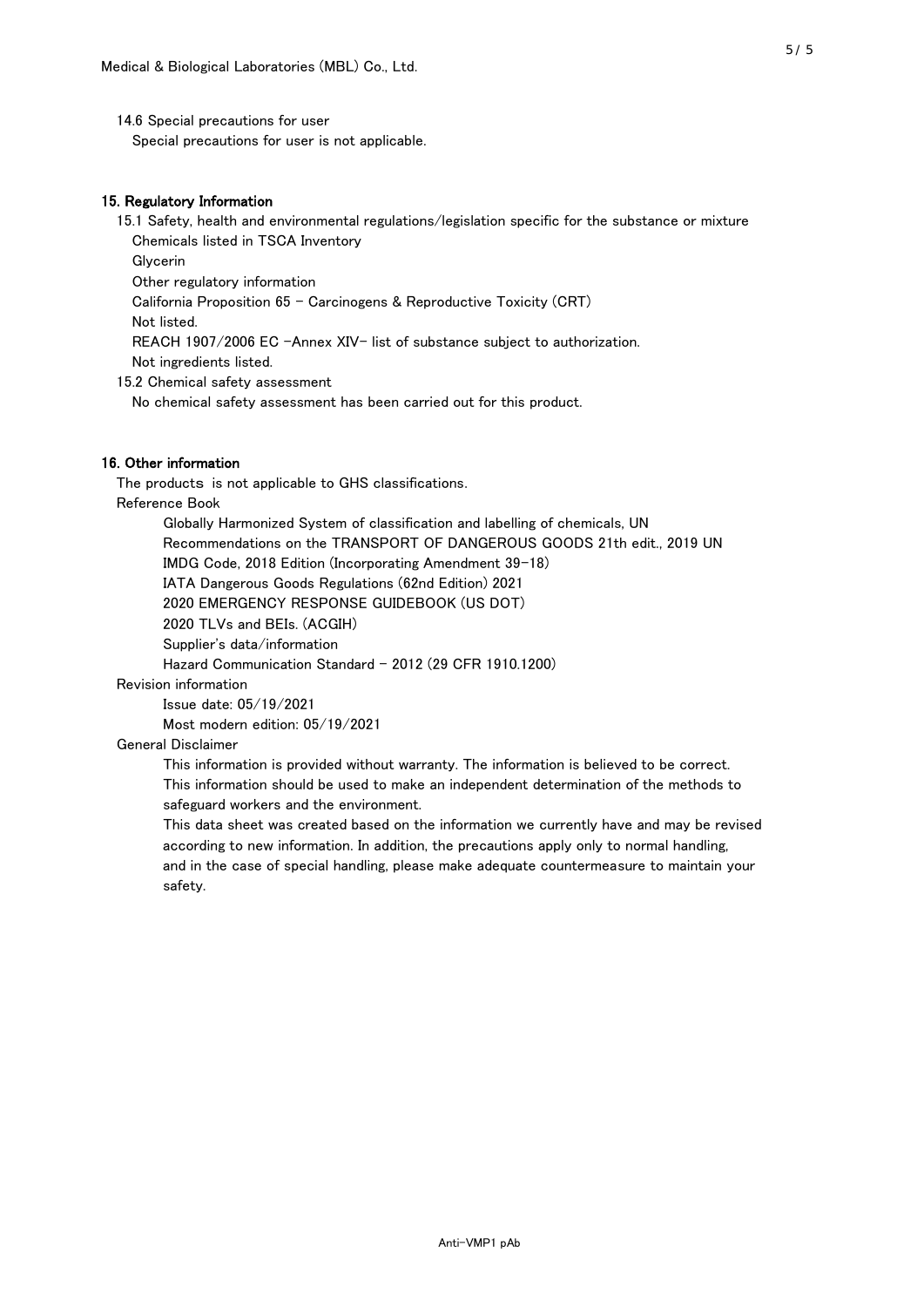14.6 Special precautions for user

Special precautions for user is not applicable.

## 15. Regulatory Information

15.1 Safety, health and environmental regulations/legislation specific for the substance or mixture

Chemicals listed in TSCA Inventory

Glycerin

Other regulatory information

California Proposition 65 - Carcinogens & Reproductive Toxicity (CRT)

Not listed.

REACH 1907/2006 EC -Annex XIV- list of substance subject to authorization.

Not ingredients listed.

15.2 Chemical safety assessment

No chemical safety assessment has been carried out for this product.

## 16. Other information

The products is not applicable to GHS classifications.

Reference Book

Globally Harmonized System of classification and labelling of chemicals, UN

Recommendations on the TRANSPORT OF DANGEROUS GOODS 21th edit., 2019 UN

IMDG Code, 2018 Edition (Incorporating Amendment 39-18)

IATA Dangerous Goods Regulations (62nd Edition) 2021

2020 EMERGENCY RESPONSE GUIDEBOOK (US DOT)

2020 TLVs and BEIs. (ACGIH)

Supplier's data/information

Hazard Communication Standard - 2012 (29 CFR 1910.1200)

Revision information

Issue date: 05/19/2021

Most modern edition: 05/19/2021

General Disclaimer

This information is provided without warranty. The information is believed to be correct. This information should be used to make an independent determination of the methods to safeguard workers and the environment.

This data sheet was created based on the information we currently have and may be revised according to new information. In addition, the precautions apply only to normal handling, and in the case of special handling, please make adequate countermeasure to maintain your safety.